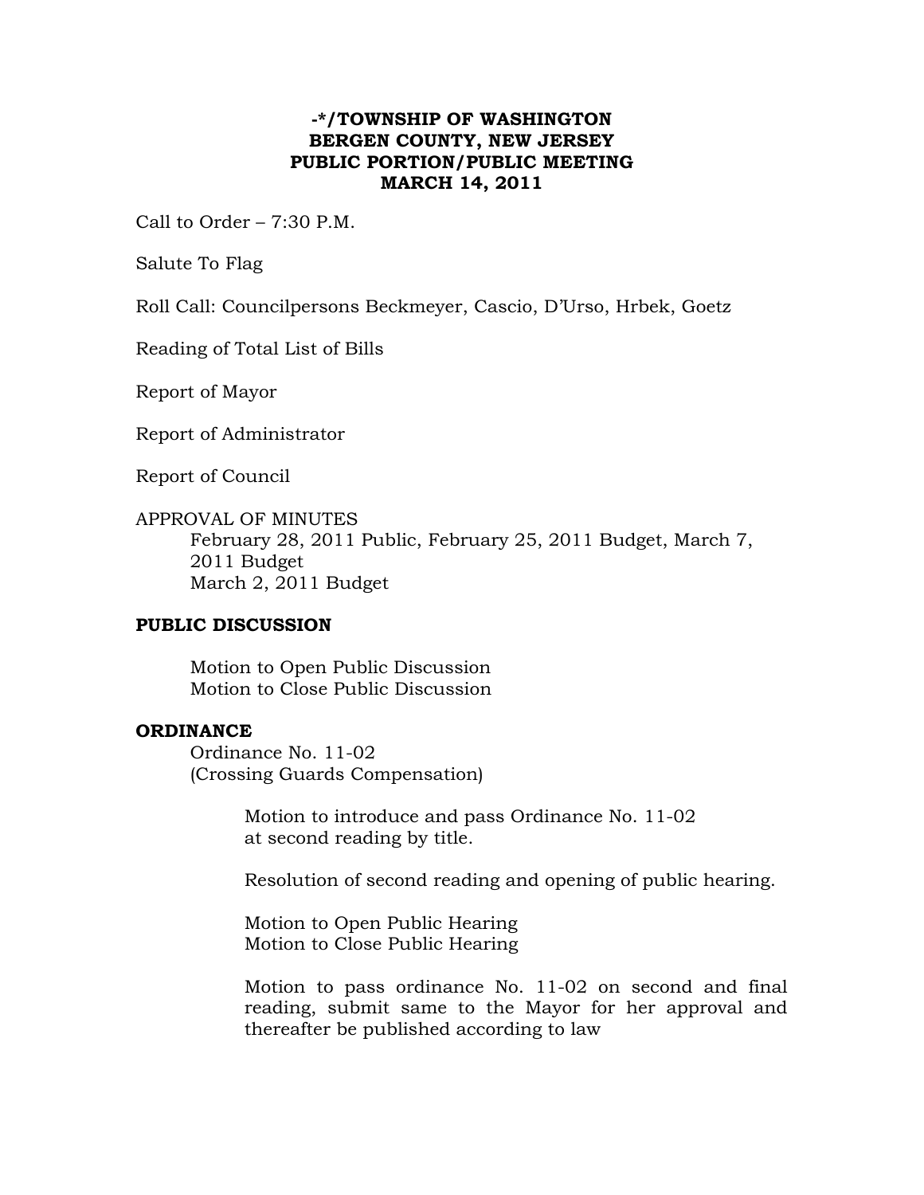**-*/TOWNSHIP OF WASHINGTON**
**BERGEN COUNTY, NEW JERSEY**
**PUBLIC PORTION/PUBLIC MEETING**
**MARCH 14, 2011**

Call to Order – 7:30 P.M.

Salute To Flag

Roll Call: Councilpersons Beckmeyer, Cascio, D'Urso, Hrbek, Goetz

Reading of Total List of Bills

Report of Mayor

Report of Administrator

Report of Council

APPROVAL OF MINUTES

February 28, 2011 Public, February 25, 2011 Budget, March 7, 2011 Budget
March 2, 2011 Budget

**PUBLIC DISCUSSION**

Motion to Open Public Discussion
Motion to Close Public Discussion

**ORDINANCE**

Ordinance No. 11-02
(Crossing Guards Compensation)

Motion to introduce and pass Ordinance No. 11-02 at second reading by title.

Resolution of second reading and opening of public hearing.

Motion to Open Public Hearing
Motion to Close Public Hearing

Motion to pass ordinance No. 11-02 on second and final reading, submit same to the Mayor for her approval and thereafter be published according to law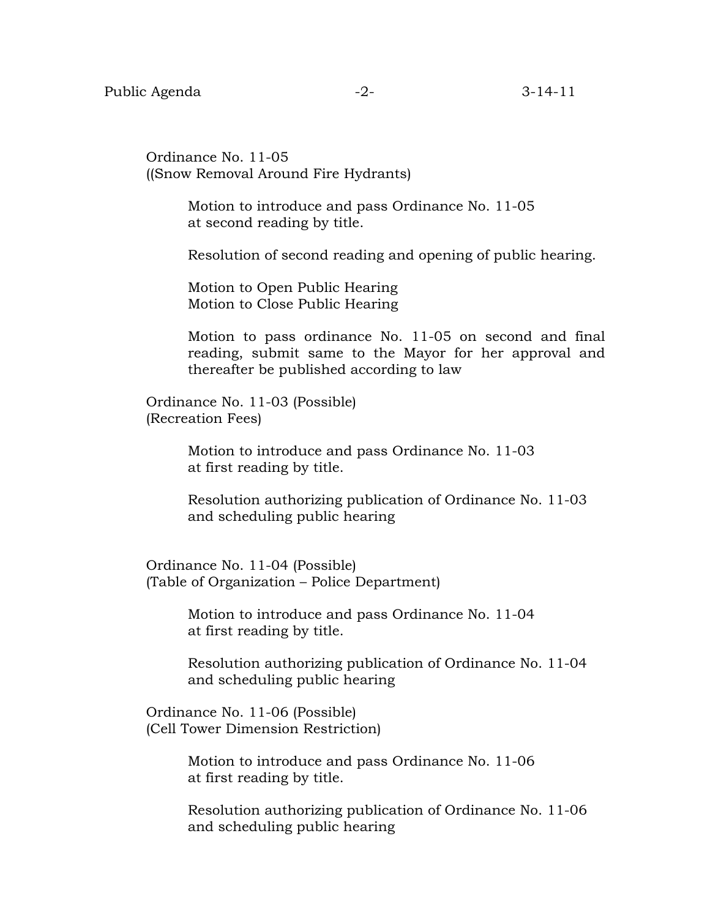Ordinance No. 11-05
((Snow Removal Around Fire Hydrants)

Motion to introduce and pass Ordinance No. 11-05
at second reading by title.

Resolution of second reading and opening of public hearing.

Motion to Open Public Hearing
Motion to Close Public Hearing

Motion to pass ordinance No. 11-05 on second and final reading, submit same to the Mayor for her approval and thereafter be published according to law

Ordinance No. 11-03 (Possible)
(Recreation Fees)

Motion to introduce and pass Ordinance No. 11-03
at first reading by title.

Resolution authorizing publication of Ordinance No. 11-03
and scheduling public hearing

Ordinance No. 11-04 (Possible)
(Table of Organization – Police Department)

Motion to introduce and pass Ordinance No. 11-04
at first reading by title.

Resolution authorizing publication of Ordinance No. 11-04
and scheduling public hearing

Ordinance No. 11-06 (Possible)
(Cell Tower Dimension Restriction)

Motion to introduce and pass Ordinance No. 11-06
at first reading by title.

Resolution authorizing publication of Ordinance No. 11-06
and scheduling public hearing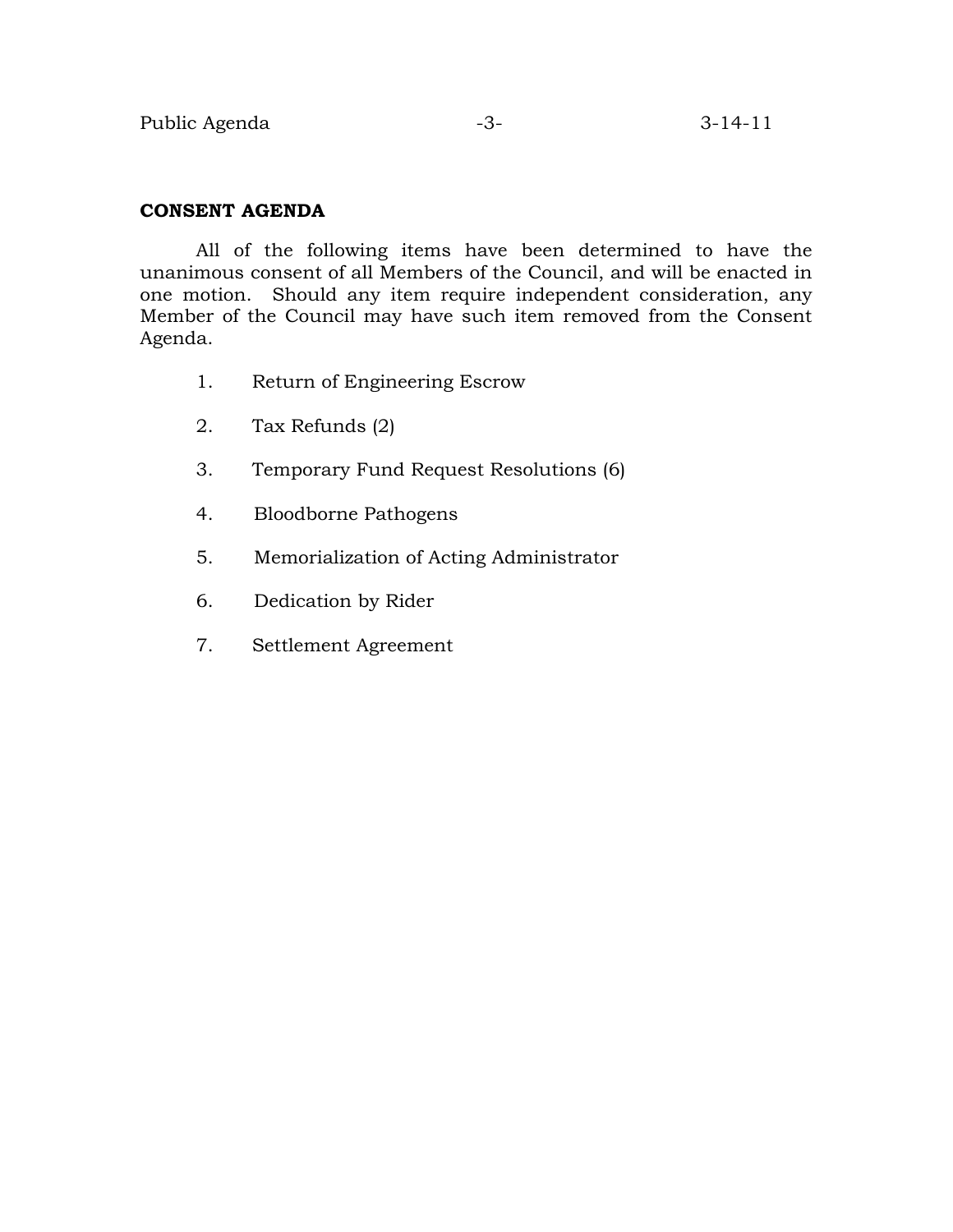**CONSENT AGENDA**

All of the following items have been determined to have the unanimous consent of all Members of the Council, and will be enacted in one motion. Should any item require independent consideration, any Member of the Council may have such item removed from the Consent Agenda.

1. Return of Engineering Escrow
2. Tax Refunds (2)
3. Temporary Fund Request Resolutions (6)
4. Bloodborne Pathogens
5. Memorialization of Acting Administrator
6. Dedication by Rider
7. Settlement Agreement